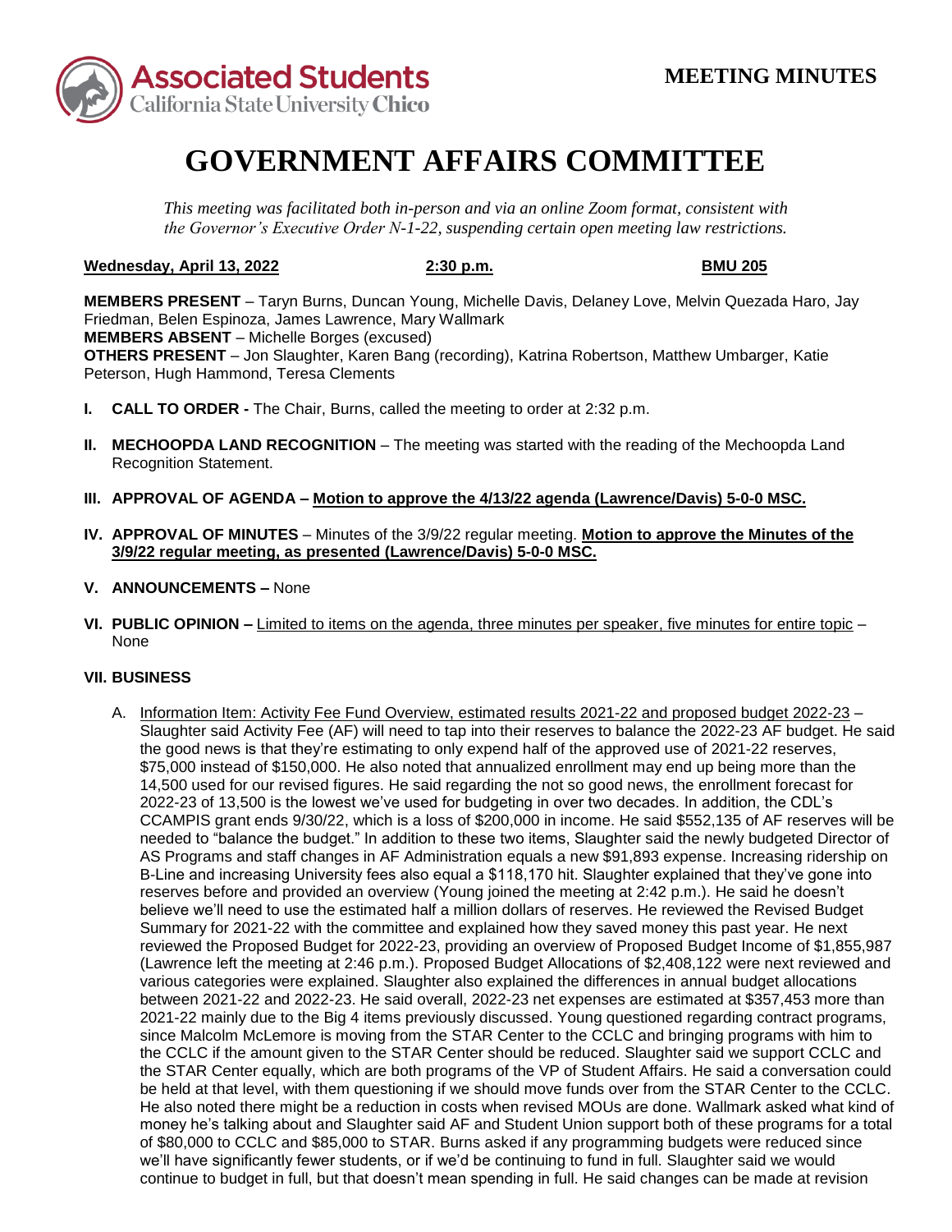**MEETING MINUTES**

# GOVERNMENT AFFAIRS COMMITTEE

*This meeting was facilitated both in-person and via an online Zoom format, consistent with the Governor's Executive Order N-1-22, suspending certain open meeting law restrictions.*

**Wednesday, April 13, 2022** **2:30 p.m.** **BMU 205**

**MEMBERS PRESENT** – Taryn Burns, Duncan Young, Michelle Davis, Delaney Love, Melvin Quezada Haro, Jay Friedman, Belen Espinoza, James Lawrence, Mary Wallmark
**MEMBERS ABSENT** – Michelle Borges (excused)
**OTHERS PRESENT** – Jon Slaughter, Karen Bang (recording), Katrina Robertson, Matthew Umbarger, Katie Peterson, Hugh Hammond, Teresa Clements

**I. CALL TO ORDER -** The Chair, Burns, called the meeting to order at 2:32 p.m.

**II. MECHOOPDA LAND RECOGNITION** – The meeting was started with the reading of the Mechoopda Land Recognition Statement.

**III. APPROVAL OF AGENDA – Motion to approve the 4/13/22 agenda (Lawrence/Davis) 5-0-0 MSC.**

**IV. APPROVAL OF MINUTES** – Minutes of the 3/9/22 regular meeting. **Motion to approve the Minutes of the 3/9/22 regular meeting, as presented (Lawrence/Davis) 5-0-0 MSC.**

**V. ANNOUNCEMENTS –** None

**VI. PUBLIC OPINION –** Limited to items on the agenda, three minutes per speaker, five minutes for entire topic – None

**VII. BUSINESS**

A. Information Item: Activity Fee Fund Overview, estimated results 2021-22 and proposed budget 2022-23 – Slaughter said Activity Fee (AF) will need to tap into their reserves to balance the 2022-23 AF budget. He said the good news is that they're estimating to only expend half of the approved use of 2021-22 reserves, $75,000 instead of $150,000. He also noted that annualized enrollment may end up being more than the 14,500 used for our revised figures. He said regarding the not so good news, the enrollment forecast for 2022-23 of 13,500 is the lowest we've used for budgeting in over two decades. In addition, the CDL's CCAMPIS grant ends 9/30/22, which is a loss of $200,000 in income. He said $552,135 of AF reserves will be needed to "balance the budget." In addition to these two items, Slaughter said the newly budgeted Director of AS Programs and staff changes in AF Administration equals a new $91,893 expense. Increasing ridership on B-Line and increasing University fees also equal a $118,170 hit. Slaughter explained that they've gone into reserves before and provided an overview (Young joined the meeting at 2:42 p.m.). He said he doesn't believe we'll need to use the estimated half a million dollars of reserves. He reviewed the Revised Budget Summary for 2021-22 with the committee and explained how they saved money this past year. He next reviewed the Proposed Budget for 2022-23, providing an overview of Proposed Budget Income of $1,855,987 (Lawrence left the meeting at 2:46 p.m.). Proposed Budget Allocations of $2,408,122 were next reviewed and various categories were explained. Slaughter also explained the differences in annual budget allocations between 2021-22 and 2022-23. He said overall, 2022-23 net expenses are estimated at $357,453 more than 2021-22 mainly due to the Big 4 items previously discussed. Young questioned regarding contract programs, since Malcolm McLemore is moving from the STAR Center to the CCLC and bringing programs with him to the CCLC if the amount given to the STAR Center should be reduced. Slaughter said we support CCLC and the STAR Center equally, which are both programs of the VP of Student Affairs. He said a conversation could be held at that level, with them questioning if we should move funds over from the STAR Center to the CCLC. He also noted there might be a reduction in costs when revised MOUs are done. Wallmark asked what kind of money he's talking about and Slaughter said AF and Student Union support both of these programs for a total of $80,000 to CCLC and $85,000 to STAR. Burns asked if any programming budgets were reduced since we'll have significantly fewer students, or if we'd be continuing to fund in full. Slaughter said we would continue to budget in full, but that doesn't mean spending in full. He said changes can be made at revision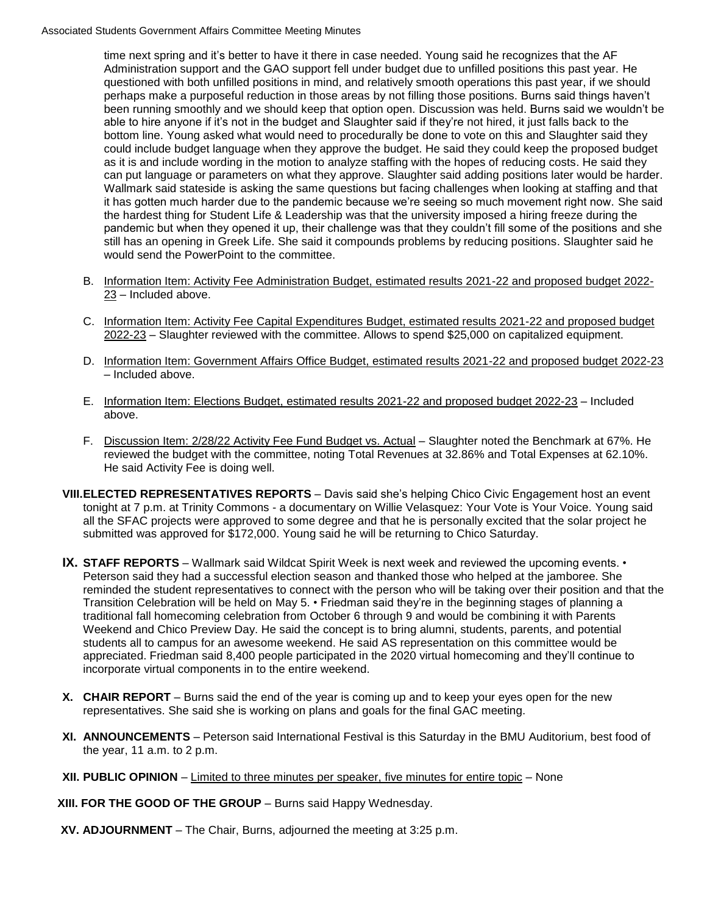time next spring and it's better to have it there in case needed. Young said he recognizes that the AF Administration support and the GAO support fell under budget due to unfilled positions this past year. He questioned with both unfilled positions in mind, and relatively smooth operations this past year, if we should perhaps make a purposeful reduction in those areas by not filling those positions. Burns said things haven't been running smoothly and we should keep that option open. Discussion was held. Burns said we wouldn't be able to hire anyone if it's not in the budget and Slaughter said if they're not hired, it just falls back to the bottom line. Young asked what would need to procedurally be done to vote on this and Slaughter said they could include budget language when they approve the budget. He said they could keep the proposed budget as it is and include wording in the motion to analyze staffing with the hopes of reducing costs. He said they can put language or parameters on what they approve. Slaughter said adding positions later would be harder. Wallmark said stateside is asking the same questions but facing challenges when looking at staffing and that it has gotten much harder due to the pandemic because we're seeing so much movement right now. She said the hardest thing for Student Life & Leadership was that the university imposed a hiring freeze during the pandemic but when they opened it up, their challenge was that they couldn't fill some of the positions and she still has an opening in Greek Life. She said it compounds problems by reducing positions. Slaughter said he would send the PowerPoint to the committee.

B. Information Item: Activity Fee Administration Budget, estimated results 2021-22 and proposed budget 2022-23 – Included above.

C. Information Item: Activity Fee Capital Expenditures Budget, estimated results 2021-22 and proposed budget 2022-23 – Slaughter reviewed with the committee. Allows to spend $25,000 on capitalized equipment.

D. Information Item: Government Affairs Office Budget, estimated results 2021-22 and proposed budget 2022-23 – Included above.

E. Information Item: Elections Budget, estimated results 2021-22 and proposed budget 2022-23 – Included above.

F. Discussion Item: 2/28/22 Activity Fee Fund Budget vs. Actual – Slaughter noted the Benchmark at 67%. He reviewed the budget with the committee, noting Total Revenues at 32.86% and Total Expenses at 62.10%. He said Activity Fee is doing well.

**VIII. ELECTED REPRESENTATIVES REPORTS** – Davis said she's helping Chico Civic Engagement host an event tonight at 7 p.m. at Trinity Commons - a documentary on Willie Velasquez: Your Vote is Your Voice. Young said all the SFAC projects were approved to some degree and that he is personally excited that the solar project he submitted was approved for $172,000. Young said he will be returning to Chico Saturday.

**IX. STAFF REPORTS** – Wallmark said Wildcat Spirit Week is next week and reviewed the upcoming events. • Peterson said they had a successful election season and thanked those who helped at the jamboree. She reminded the student representatives to connect with the person who will be taking over their position and that the Transition Celebration will be held on May 5. • Friedman said they're in the beginning stages of planning a traditional fall homecoming celebration from October 6 through 9 and would be combining it with Parents Weekend and Chico Preview Day. He said the concept is to bring alumni, students, parents, and potential students all to campus for an awesome weekend. He said AS representation on this committee would be appreciated. Friedman said 8,400 people participated in the 2020 virtual homecoming and they'll continue to incorporate virtual components in to the entire weekend.

**X. CHAIR REPORT** – Burns said the end of the year is coming up and to keep your eyes open for the new representatives. She said she is working on plans and goals for the final GAC meeting.

**XI. ANNOUNCEMENTS** – Peterson said International Festival is this Saturday in the BMU Auditorium, best food of the year, 11 a.m. to 2 p.m.

**XII. PUBLIC OPINION** – Limited to three minutes per speaker, five minutes for entire topic – None

**XIII. FOR THE GOOD OF THE GROUP** – Burns said Happy Wednesday.

**XV. ADJOURNMENT** – The Chair, Burns, adjourned the meeting at 3:25 p.m.